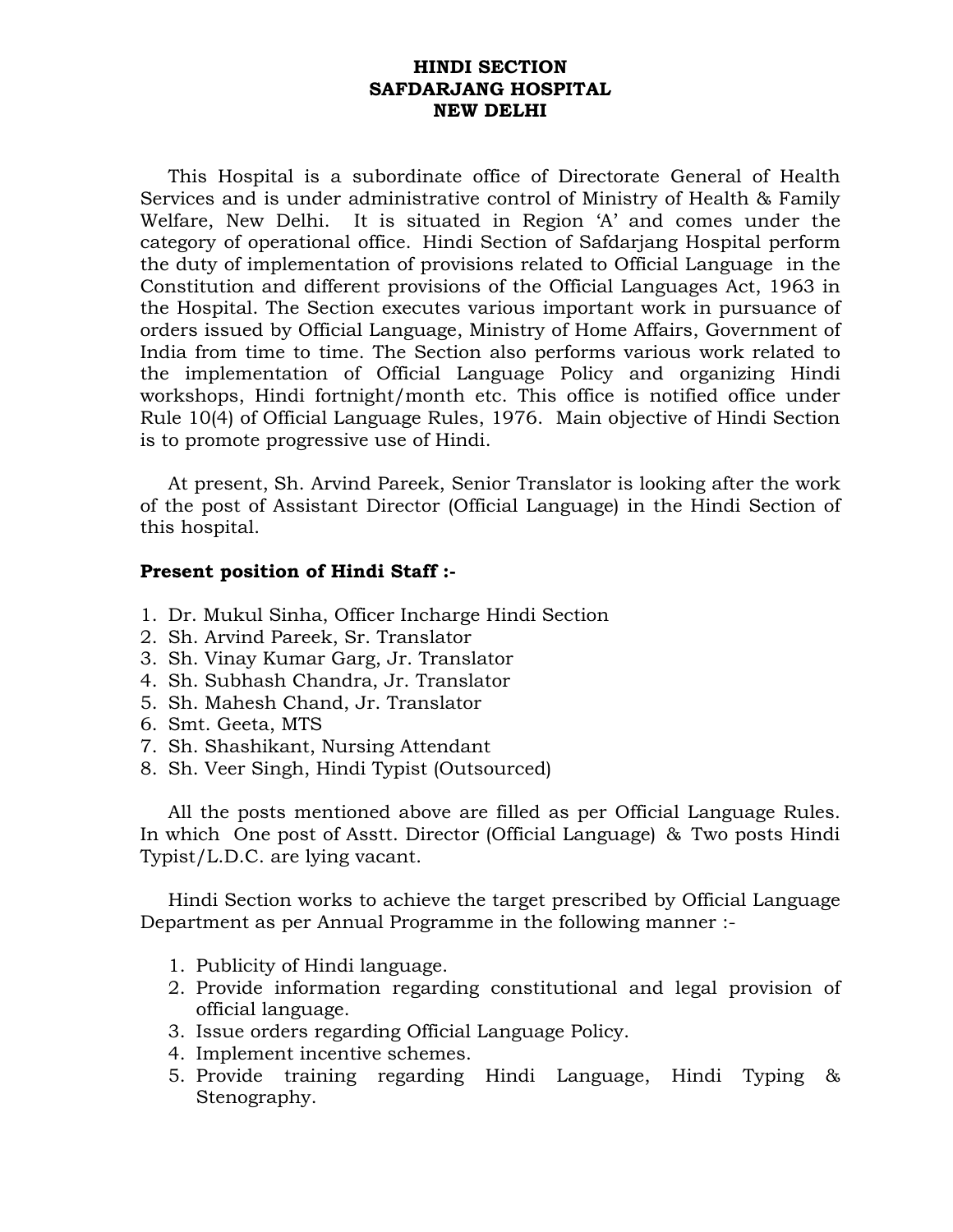# HINDI SECTION
# SAFDARJANG HOSPITAL
# NEW DELHI

This Hospital is a subordinate office of Directorate General of Health Services and is under administrative control of Ministry of Health & Family Welfare, New Delhi. It is situated in Region 'A' and comes under the category of operational office. Hindi Section of Safdarjang Hospital perform the duty of implementation of provisions related to Official Language in the Constitution and different provisions of the Official Languages Act, 1963 in the Hospital. The Section executes various important work in pursuance of orders issued by Official Language, Ministry of Home Affairs, Government of India from time to time. The Section also performs various work related to the implementation of Official Language Policy and organizing Hindi workshops, Hindi fortnight/month etc. This office is notified office under Rule 10(4) of Official Language Rules, 1976. Main objective of Hindi Section is to promote progressive use of Hindi.

At present, Sh. Arvind Pareek, Senior Translator is looking after the work of the post of Assistant Director (Official Language) in the Hindi Section of this hospital.

**Present position of Hindi Staff :-**

1. Dr. Mukul Sinha, Officer Incharge Hindi Section
2. Sh. Arvind Pareek, Sr. Translator
3. Sh. Vinay Kumar Garg, Jr. Translator
4. Sh. Subhash Chandra, Jr. Translator
5. Sh. Mahesh Chand, Jr. Translator
6. Smt. Geeta, MTS
7. Sh. Shashikant, Nursing Attendant
8. Sh. Veer Singh, Hindi Typist (Outsourced)

All the posts mentioned above are filled as per Official Language Rules. In which One post of Asstt. Director (Official Language) & Two posts Hindi Typist/L.D.C. are lying vacant.

Hindi Section works to achieve the target prescribed by Official Language Department as per Annual Programme in the following manner :-

1. Publicity of Hindi language.
2. Provide information regarding constitutional and legal provision of official language.
3. Issue orders regarding Official Language Policy.
4. Implement incentive schemes.
5. Provide training regarding Hindi Language, Hindi Typing & Stenography.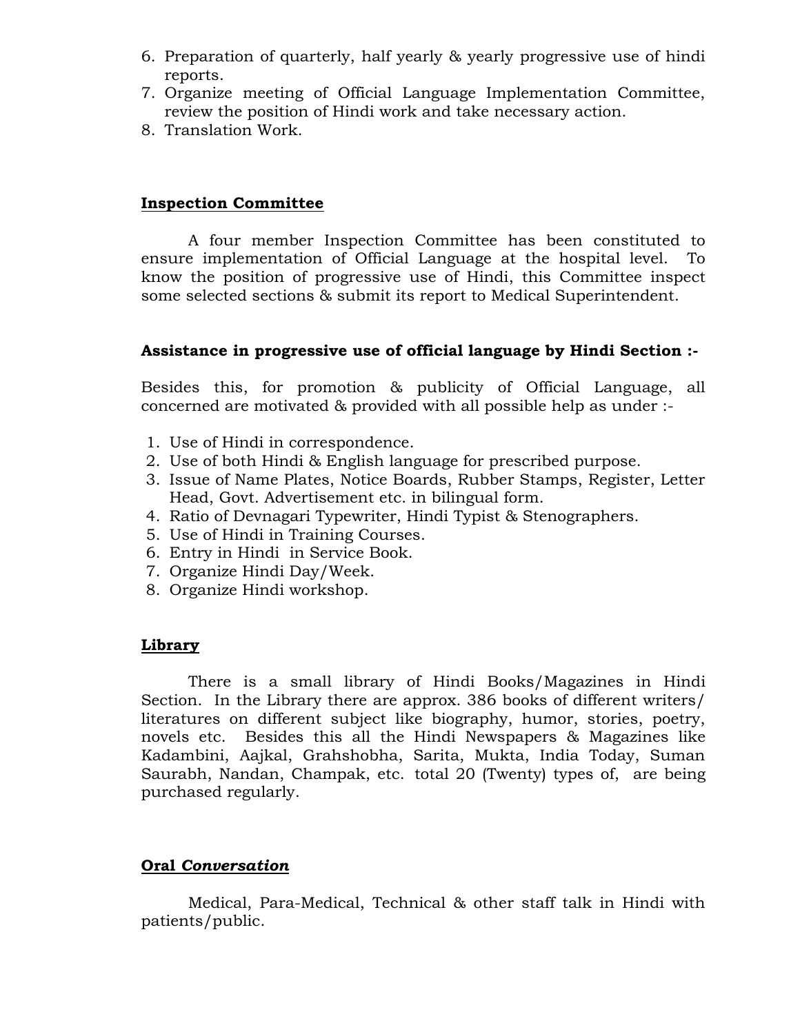6. Preparation of quarterly, half yearly & yearly progressive use of hindi reports.
7. Organize meeting of Official Language Implementation Committee, review the position of Hindi work and take necessary action.
8. Translation Work.

## Inspection Committee

A four member Inspection Committee has been constituted to ensure implementation of Official Language at the hospital level. To know the position of progressive use of Hindi, this Committee inspect some selected sections & submit its report to Medical Superintendent.

### Assistance in progressive use of official language by Hindi Section :-

Besides this, for promotion & publicity of Official Language, all concerned are motivated & provided with all possible help as under :-

1. Use of Hindi in correspondence.
2. Use of both Hindi & English language for prescribed purpose.
3. Issue of Name Plates, Notice Boards, Rubber Stamps, Register, Letter Head, Govt. Advertisement etc. in bilingual form.
4. Ratio of Devnagari Typewriter, Hindi Typist & Stenographers.
5. Use of Hindi in Training Courses.
6. Entry in Hindi in Service Book.
7. Organize Hindi Day/Week.
8. Organize Hindi workshop.

## Library

There is a small library of Hindi Books/Magazines in Hindi Section. In the Library there are approx. 386 books of different writers/ literatures on different subject like biography, humor, stories, poetry, novels etc. Besides this all the Hindi Newspapers & Magazines like Kadambini, Aajkal, Grahshobha, Sarita, Mukta, India Today, Suman Saurabh, Nandan, Champak, etc. total 20 (Twenty) types of, are being purchased regularly.

## Oral *Conversation*

Medical, Para-Medical, Technical & other staff talk in Hindi with patients/public.